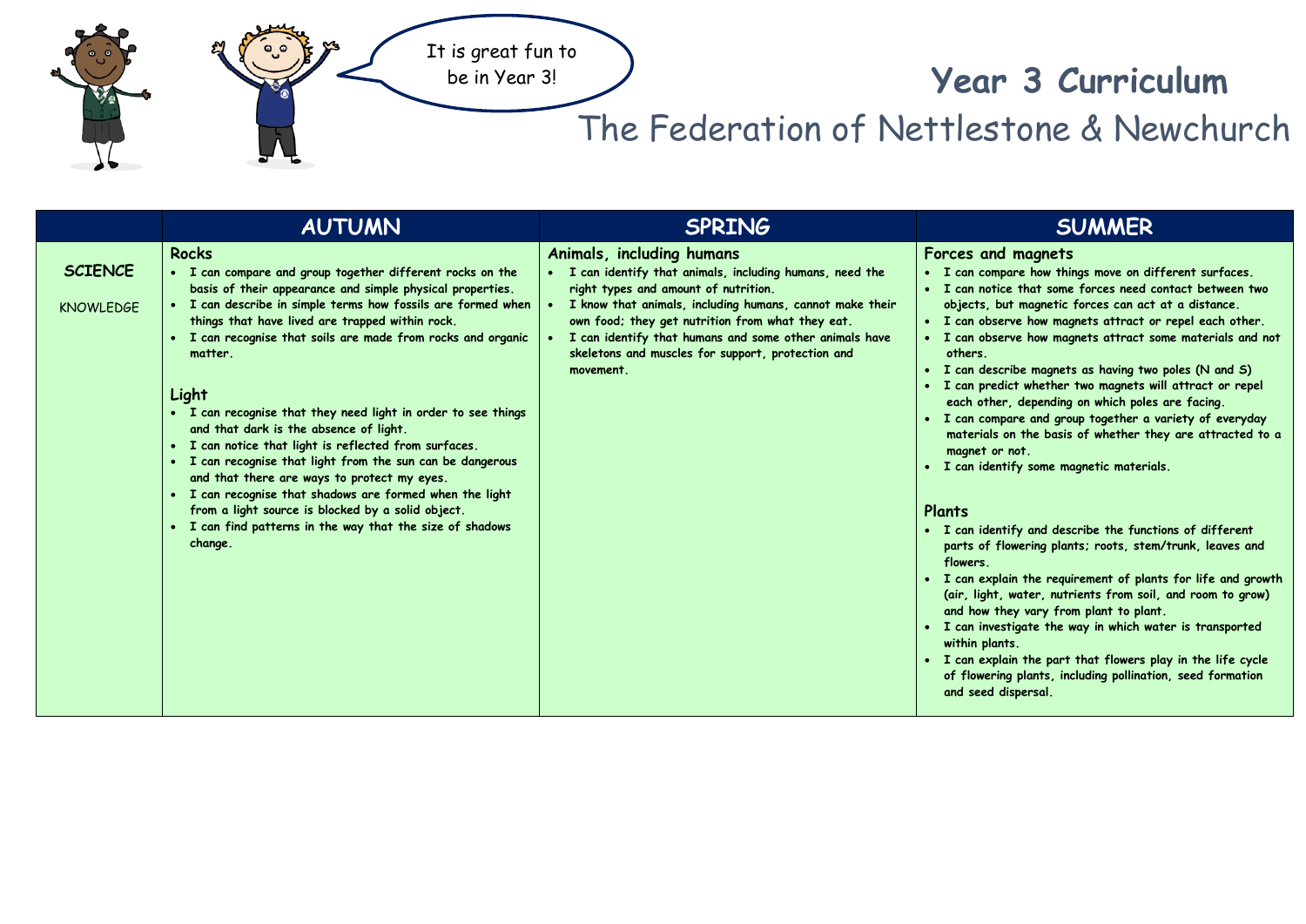It is great fun to be in Year 3!

# Year 3 Curriculum

## The Federation of Nettlestone & Newchurch

| | AUTUMN | SPRING | SUMMER |
|---|---|---|---|
| **SCIENCE**<br><br>KNOWLEDGE | **Rocks**<br>• I can compare and group together different rocks on the basis of their appearance and simple physical properties.<br>• I can describe in simple terms how fossils are formed when things that have lived are trapped within rock.<br>• I can recognise that soils are made from rocks and organic matter.<br><br>**Light**<br>• I can recognise that they need light in order to see things and that dark is the absence of light.<br>• I can notice that light is reflected from surfaces.<br>• I can recognise that light from the sun can be dangerous and that there are ways to protect my eyes.<br>• I can recognise that shadows are formed when the light from a light source is blocked by a solid object.<br>• I can find patterns in the way that the size of shadows change. | **Animals, including humans**<br>• I can identify that animals, including humans, need the right types and amount of nutrition.<br>• I know that animals, including humans, cannot make their own food; they get nutrition from what they eat.<br>• I can identify that humans and some other animals have skeletons and muscles for support, protection and movement. | **Forces and magnets**<br>• I can compare how things move on different surfaces.<br>• I can notice that some forces need contact between two objects, but magnetic forces can act at a distance.<br>• I can observe how magnets attract or repel each other.<br>• I can observe how magnets attract some materials and not others.<br>• I can describe magnets as having two poles (N and S)<br>• I can predict whether two magnets will attract or repel each other, depending on which poles are facing.<br>• I can compare and group together a variety of everyday materials on the basis of whether they are attracted to a magnet or not.<br>• I can identify some magnetic materials.<br><br>**Plants**<br>• I can identify and describe the functions of different parts of flowering plants; roots, stem/trunk, leaves and flowers.<br>• I can explain the requirement of plants for life and growth (air, light, water, nutrients from soil, and room to grow) and how they vary from plant to plant.<br>• I can investigate the way in which water is transported within plants.<br>• I can explain the part that flowers play in the life cycle of flowering plants, including pollination, seed formation and seed dispersal. |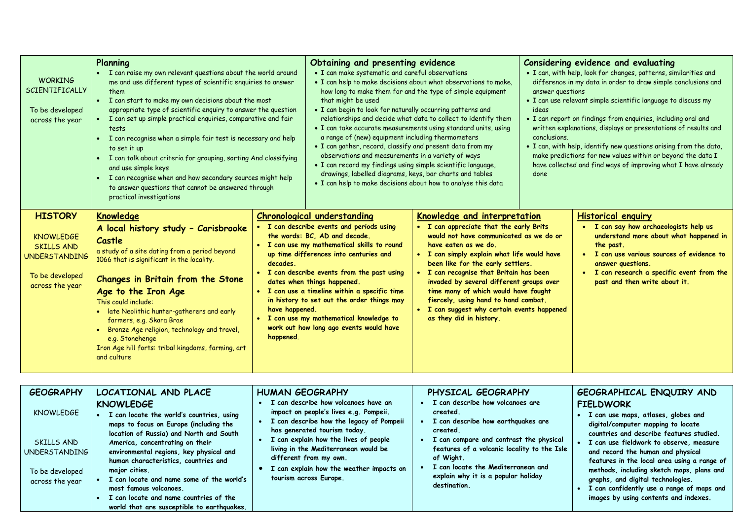| | | | |
|---|---|---|---|
| WORKING SCIENTIFICALLY<br><br>To be developed across the year | **Planning**<br>• I can raise my own relevant questions about the world around me and use different types of scientific enquiries to answer them<br>• I can start to make my own decisions about the most appropriate type of scientific enquiry to answer the question<br>• I can set up simple practical enquiries, comparative and fair tests<br>• I can recognise when a simple fair test is necessary and help to set it up<br>• I can talk about criteria for grouping, sorting And classifying and use simple keys<br>• I can recognise when and how secondary sources might help to answer questions that cannot be answered through practical investigations | **Obtaining and presenting evidence**<br>• I can make systematic and careful observations<br>• I can help to make decisions about what observations to make, how long to make them for and the type of simple equipment that might be used<br>• I can begin to look for naturally occurring patterns and relationships and decide what data to collect to identify them<br>• I can take accurate measurements using standard units, using a range of (new) equipment including thermometers<br>• I can gather, record, classify and present data from my observations and measurements in a variety of ways<br>• I can record my findings using simple scientific language, drawings, labelled diagrams, keys, bar charts and tables<br>• I can help to make decisions about how to analyse this data | **Considering evidence and evaluating**<br>• I can, with help, look for changes, patterns, similarities and difference in my data in order to draw simple conclusions and answer questions<br>• I can use relevant simple scientific language to discuss my ideas<br>• I can report on findings from enquiries, including oral and written explanations, displays or presentations of results and conclusions.<br>• I can, with help, identify new questions arising from the data, make predictions for new values within or beyond the data I have collected and find ways of improving what I have already done |

| | | | | |
|---|---|---|---|---|
| **HISTORY**<br><br>KNOWLEDGE SKILLS AND UNDERSTANDING<br><br>To be developed across the year | **Knowledge**<br>**A local history study – Carisbrooke Castle**<br>a study of a site dating from a period beyond 1066 that is significant in the locality.<br><br>**Changes in Britain from the Stone Age to the Iron Age**<br>This could include:<br>• late Neolithic hunter-gatherers and early farmers, e.g. Skara Brae<br>• Bronze Age religion, technology and travel, e.g. Stonehenge<br>Iron Age hill forts: tribal kingdoms, farming, art and culture | **Chronological understanding**<br>• **I can describe events and periods using the words: BC, AD and decade.**<br>• **I can use my mathematical skills to round up time differences into centuries and decades.**<br>• **I can describe events from the past using dates when things happened.**<br>• **I can use a timeline within a specific time in history to set out the order things may have happened.**<br>• **I can use my mathematical knowledge to work out how long ago events would have happened.** | **Knowledge and interpretation**<br>• **I can appreciate that the early Brits would not have communicated as we do or have eaten as we do.**<br>• **I can simply explain what life would have been like for the early settlers.**<br>• **I can recognise that Britain has been invaded by several different groups over time many of which would have fought fiercely, using hand to hand combat.**<br>• **I can suggest why certain events happened as they did in history.** | **Historical enquiry**<br>• **I can say how archaeologists help us understand more about what happened in the past.**<br>• **I can use various sources of evidence to answer questions.**<br>• **I can research a specific event from the past and then write about it.** |

| | | | | |
|---|---|---|---|---|
| **GEOGRAPHY**<br><br>KNOWLEDGE<br><br>SKILLS AND UNDERSTANDING<br><br>To be developed across the year | **LOCATIONAL AND PLACE KNOWLEDGE**<br>• **I can locate the world's countries, using maps to focus on Europe (including the location of Russia) and North and South America, concentrating on their environmental regions, key physical and human characteristics, countries and major cities.**<br>• **I can locate and name some of the world's most famous volcanoes.**<br>• **I can locate and name countries of the world that are susceptible to earthquakes.** | **HUMAN GEOGRAPHY**<br>• **I can describe how volcanoes have an impact on people's lives e.g. Pompeii.**<br>• **I can describe how the legacy of Pompeii has generated tourism today.**<br>• **I can explain how the lives of people living in the Mediterranean would be different from my own.**<br>• **I can explain how the weather impacts on tourism across Europe.** | **PHYSICAL GEOGRAPHY**<br>• **I can describe how volcanoes are created.**<br>• **I can describe how earthquakes are created.**<br>• **I can compare and contrast the physical features of a volcanic locality to the Isle of Wight.**<br>• **I can locate the Mediterranean and explain why it is a popular holiday destination.** | **GEOGRAPHICAL ENQUIRY AND FIELDWORK**<br>• **I can use maps, atlases, globes and digital/computer mapping to locate countries and describe features studied.**<br>• **I can use fieldwork to observe, measure and record the human and physical features in the local area using a range of methods, including sketch maps, plans and graphs, and digital technologies.**<br>• **I can confidently use a range of maps and images by using contents and indexes.** |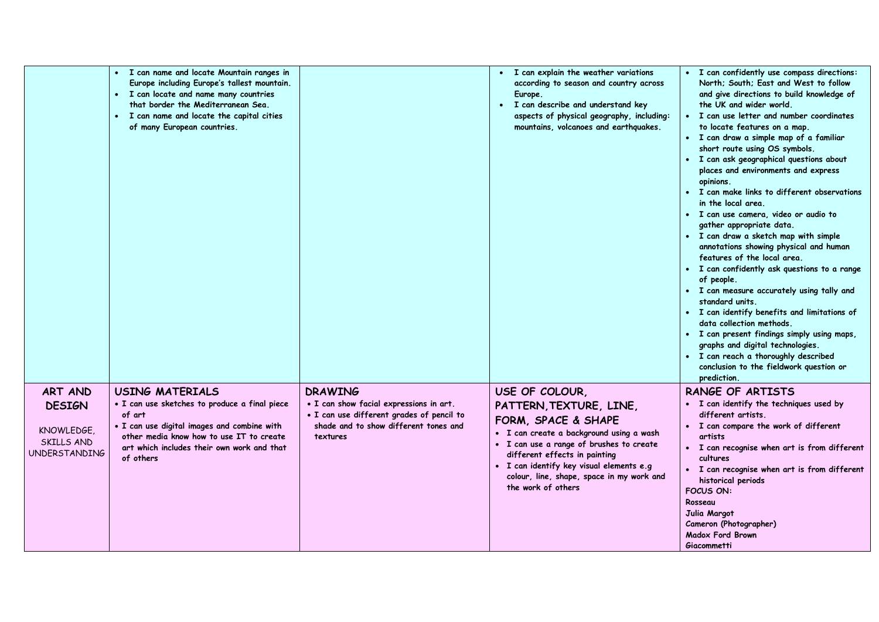| | | | | |
|---|---|---|---|---|
| | • I can name and locate Mountain ranges in Europe including Europe's tallest mountain.<br>• I can locate and name many countries that border the Mediterranean Sea.<br>• I can name and locate the capital cities of many European countries. | | • I can explain the weather variations according to season and country across Europe.<br>• I can describe and understand key aspects of physical geography, including: mountains, volcanoes and earthquakes. | • I can confidently use compass directions: North; South; East and West to follow and give directions to build knowledge of the UK and wider world.<br>• I can use letter and number coordinates to locate features on a map.<br>• I can draw a simple map of a familiar short route using OS symbols.<br>• I can ask geographical questions about places and environments and express opinions.<br>• I can make links to different observations in the local area.<br>• I can use camera, video or audio to gather appropriate data.<br>• I can draw a sketch map with simple annotations showing physical and human features of the local area.<br>• I can confidently ask questions to a range of people.<br>• I can measure accurately using tally and standard units.<br>• I can identify benefits and limitations of data collection methods.<br>• I can present findings simply using maps, graphs and digital technologies.<br>• I can reach a thoroughly described conclusion to the fieldwork question or prediction. |
| **ART AND DESIGN**<br><br>KNOWLEDGE, SKILLS AND UNDERSTANDING | **USING MATERIALS**<br>• I can use sketches to produce a final piece of art<br>• I can use digital images and combine with other media know how to use IT to create art which includes their own work and that of others | **DRAWING**<br>• I can show facial expressions in art.<br>• I can use different grades of pencil to shade and to show different tones and textures | **USE OF COLOUR, PATTERN,TEXTURE, LINE, FORM, SPACE & SHAPE**<br>• I can create a background using a wash<br>• I can use a range of brushes to create different effects in painting<br>• I can identify key visual elements e.g colour, line, shape, space in my work and the work of others | **RANGE OF ARTISTS**<br>• I can identify the techniques used by different artists.<br>• I can compare the work of different artists<br>• I can recognise when art is from different cultures<br>• I can recognise when art is from different historical periods<br>FOCUS ON:<br>Rosseau<br>Julia Margot<br>Cameron (Photographer)<br>Madox Ford Brown<br>Giacommetti |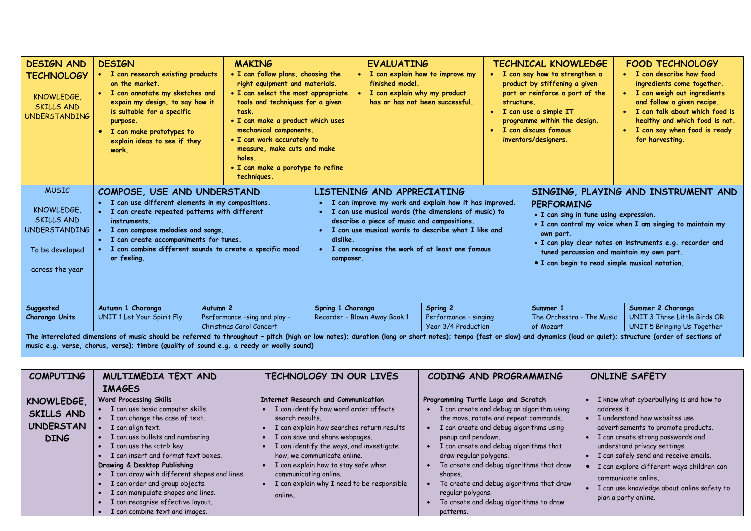| DESIGN AND TECHNOLOGY<br><br>KNOWLEDGE, SKILLS AND UNDERSTANDING | DESIGN | MAKING | EVALUATING | TECHNICAL KNOWLEDGE | FOOD TECHNOLOGY |
|---|---|---|---|---|---|
| | • I can research existing products on the market.<br>• I can annotate my sketches and expain my design, to say how it is suitable for a specific purpose.<br>• I can make prototypes to explain ideas to see if they work. | • I can follow plans, choosing the right equipment and materials.<br>• I can select the most appropriate tools and techniques for a given task.<br>• I can make a product which uses mechanical components.<br>• I can work accurately to measure, make cuts and make holes.<br>• I can make a porotype to refine techniques. | • I can explain how to improve my finished model.<br>• I can explain why my product has or has not been successful. | • I can say how to strengthen a product by stiffening a given part or reinforce a part of the structure.<br>• I can use a simple IT programme within the design.<br>• I can discuss famous inventors/designers. | • I can describe how food ingredients come together.<br>• I can weigh out ingredients and follow a given recipe.<br>• I can talk about which food is healthy and which food is not.<br>• I can say when food is ready for harvesting. |

| MUSIC<br><br>KNOWLEDGE, SKILLS AND UNDERSTANDING<br><br>To be developed across the year | COMPOSE, USE AND UNDERSTAND | | LISTENING AND APPRECIATING | | SINGING, PLAYING AND INSTRUMENT AND PERFORMING | |
|---|---|---|---|---|---|---|
| | • I can use different elements in my compositions.<br>• I can create repeated patterns with different instruments.<br>• I can compose melodies and songs.<br>• I can create accompaniments for tunes.<br>• I can combine different sounds to create a specific mood or feeling. | | • I can improve my work and explain how it has improved.<br>• I can use musical words (the dimensions of music) to describe a piece of music and compositions.<br>• I can use musical words to describe what I like and dislike.<br>• I can recognise the work of at least one famous composer. | | • I can sing in tune using expression.<br>• I can control my voice when I am singing to maintain my own part.<br>• I can play clear notes on instruments e.g. recorder and tuned percussion and maintain my own part.<br>• I can begin to read simple musical notation. | |
| **Suggested Charanga Units** | **Autumn 1 Charanga**<br>UNIT 1 Let Your Spirit Fly | **Autumn 2**<br>Performance –sing and play – Christmas Carol Concert | **Spring 1 Charanga**<br>Recorder – Blown Away Book 1 | **Spring 2**<br>Performance – singing Year 3/4 Production | **Summer 1**<br>The Orchestra – The Music of Mozart | **Summer 2 Charanga**<br>UNIT 3 Three Little Birds OR UNIT 5 Bringing Us Together |

**The interrelated dimensions of music should be referred to throughout – pitch (high or low notes); duration (long or short notes); tempo (fast or slow) and dynamics (loud or quiet); structure (order of sections of music e.g. verse, chorus, verse); timbre (quality of sound e.g. a reedy or woolly sound)**

| COMPUTING<br><br>KNOWLEDGE, SKILLS AND UNDERSTANDING | MULTIMEDIA TEXT AND IMAGES | TECHNOLOGY IN OUR LIVES | CODING AND PROGRAMMING | ONLINE SAFETY |
|---|---|---|---|---|
| | **Word Processing Skills**<br>• I can use basic computer skills.<br>• I can change the case of text.<br>• I can align text.<br>• I can use bullets and numbering.<br>• I can use the <ctrl> key<br>• I can insert and format text boxes.<br>**Drawing & Desktop Publishing**<br>• I can draw with different shapes and lines.<br>• I can order and group objects.<br>• I can manipulate shapes and lines.<br>• I can recognise effective layout.<br>• I can combine text and images. | **Internet Research and Communication**<br>• I can identify how word order affects search results.<br>• I can explain how searches return results<br>• I can save and share webpages.<br>• I can identify the ways, and investigate how, we communicate online.<br>• I can explain how to stay safe when communicating online.<br>• I can explain why I need to be responsible online. | **Programming Turtle Logo and Scratch**<br>• I can create and debug an algorithm using the move, rotate and repeat commands.<br>• I can create and debug algorithms using penup and pendown.<br>• I can create and debug algorithms that draw regular polygons.<br>• To create and debug algorithms that draw shapes.<br>• To create and debug algorithms that draw regular polygons.<br>• To create and debug algorithms to draw patterns. | • I know what cyberbullying is and how to address it.<br>• I understand how websites use advertisements to promote products.<br>• I can create strong passwords and understand privacy settings.<br>• I can safely send and receive emails.<br>• I can explore different ways children can communicate online.<br>• I can use knowledge about online safety to plan a party online. |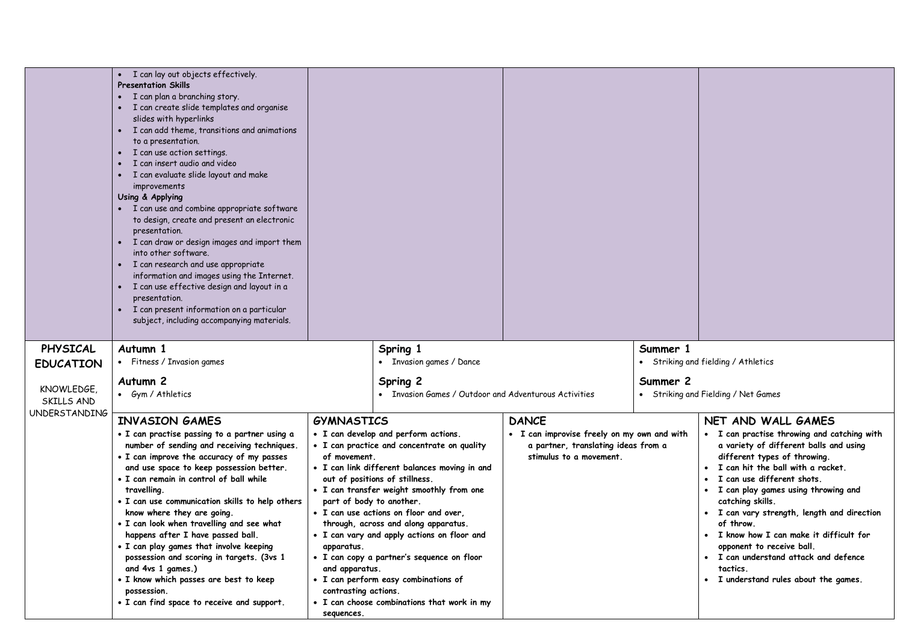| | | | | |
|---|---|---|---|---|
| | • I can lay out objects effectively.<br>**Presentation Skills**<br>• I can plan a branching story.<br>• I can create slide templates and organise slides with hyperlinks<br>• I can add theme, transitions and animations to a presentation.<br>• I can use action settings.<br>• I can insert audio and video<br>• I can evaluate slide layout and make improvements<br>**Using & Applying**<br>• I can use and combine appropriate software to design, create and present an electronic presentation.<br>• I can draw or design images and import them into other software.<br>• I can research and use appropriate information and images using the Internet.<br>• I can use effective design and layout in a presentation.<br>• I can present information on a particular subject, including accompanying materials. | | | |
| **PHYSICAL EDUCATION**<br><br>KNOWLEDGE, SKILLS AND UNDERSTANDING | **Autumn 1**<br>• Fitness / Invasion games<br><br>**Autumn 2**<br>• Gym / Athletics | **Spring 1**<br>• Invasion games / Dance<br><br>**Spring 2**<br>• Invasion Games / Outdoor and Adventurous Activities | | **Summer 1**<br>• Striking and fielding / Athletics<br><br>**Summer 2**<br>• Striking and Fielding / Net Games |
| | **INVASION GAMES**<br>• **I can practise passing to a partner using a number of sending and receiving techniques.**<br>• **I can improve the accuracy of my passes and use space to keep possession better.**<br>• **I can remain in control of ball while travelling.**<br>• **I can use communication skills to help others know where they are going.**<br>• **I can look when travelling and see what happens after I have passed ball.**<br>• **I can play games that involve keeping possession and scoring in targets. (3vs 1 and 4vs 1 games.)**<br>• **I know which passes are best to keep possession.**<br>• **I can find space to receive and support.** | **GYMNASTICS**<br>• **I can develop and perform actions.**<br>• **I can practice and concentrate on quality of movement.**<br>• **I can link different balances moving in and out of positions of stillness.**<br>• **I can transfer weight smoothly from one part of body to another.**<br>• **I can use actions on floor and over, through, across and along apparatus.**<br>• **I can vary and apply actions on floor and apparatus.**<br>• **I can copy a partner's sequence on floor and apparatus.**<br>• **I can perform easy combinations of contrasting actions.**<br>• **I can choose combinations that work in my sequences.** | **DANCE**<br>• **I can improvise freely on my own and with a partner, translating ideas from a stimulus to a movement.** | **NET AND WALL GAMES**<br>• **I can practise throwing and catching with a variety of different balls and using different types of throwing.**<br>• **I can hit the ball with a racket.**<br>• **I can use different shots.**<br>• **I can play games using throwing and catching skills.**<br>• **I can vary strength, length and direction of throw.**<br>• **I know how I can make it difficult for opponent to receive ball.**<br>• **I can understand attack and defence tactics.**<br>• **I understand rules about the games.** |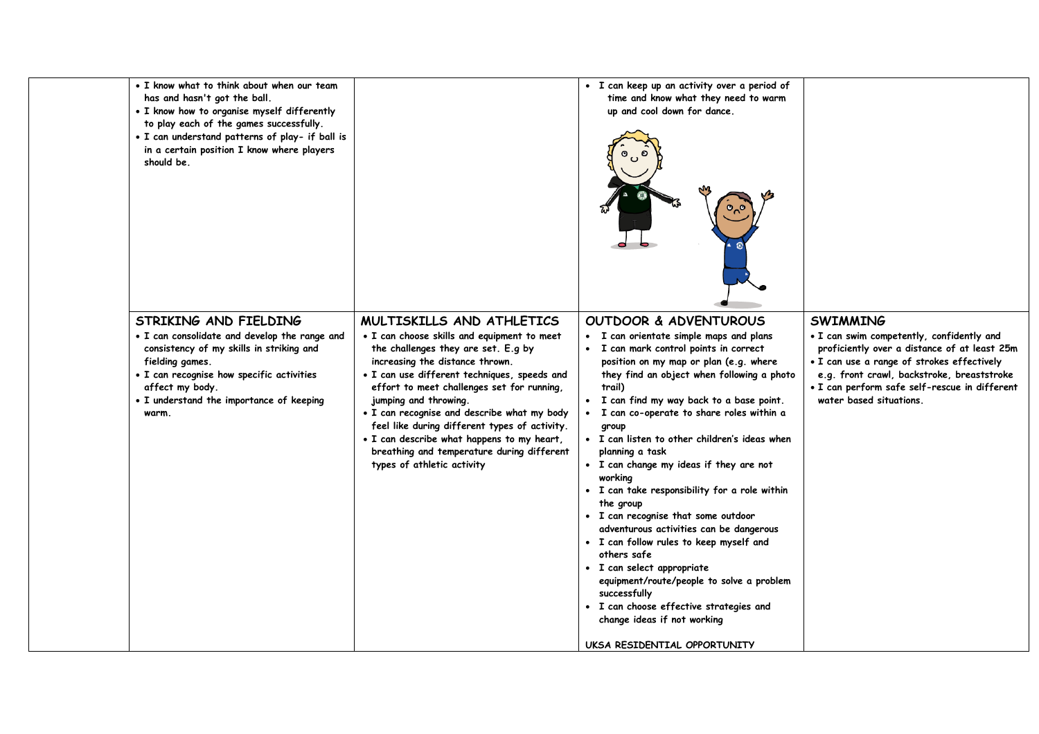| | | | | |
|---|---|---|---|---|
| | • I know what to think about when our team has and hasn't got the ball.<br>• I know how to organise myself differently to play each of the games successfully.<br>• I can understand patterns of play- if ball is in a certain position I know where players should be. | | • I can keep up an activity over a period of time and know what they need to warm up and cool down for dance. | |
| | **STRIKING AND FIELDING**<br>• I can consolidate and develop the range and consistency of my skills in striking and fielding games.<br>• I can recognise how specific activities affect my body.<br>• I understand the importance of keeping warm. | **MULTISKILLS AND ATHLETICS**<br>• I can choose skills and equipment to meet the challenges they are set. E.g by increasing the distance thrown.<br>• I can use different techniques, speeds and effort to meet challenges set for running, jumping and throwing.<br>• I can recognise and describe what my body feel like during different types of activity.<br>• I can describe what happens to my heart, breathing and temperature during different types of athletic activity | **OUTDOOR & ADVENTUROUS**<br>• I can orientate simple maps and plans<br>• I can mark control points in correct position on my map or plan (e.g. where they find an object when following a photo trail)<br>• I can find my way back to a base point.<br>• I can co-operate to share roles within a group<br>• I can listen to other children's ideas when planning a task<br>• I can change my ideas if they are not working<br>• I can take responsibility for a role within the group<br>• I can recognise that some outdoor adventurous activities can be dangerous<br>• I can follow rules to keep myself and others safe<br>• I can select appropriate equipment/route/people to solve a problem successfully<br>• I can choose effective strategies and change ideas if not working<br><br>UKSA RESIDENTIAL OPPORTUNITY | **SWIMMING**<br>• I can swim competently, confidently and proficiently over a distance of at least 25m<br>• I can use a range of strokes effectively e.g. front crawl, backstroke, breaststroke<br>• I can perform safe self-rescue in different water based situations. |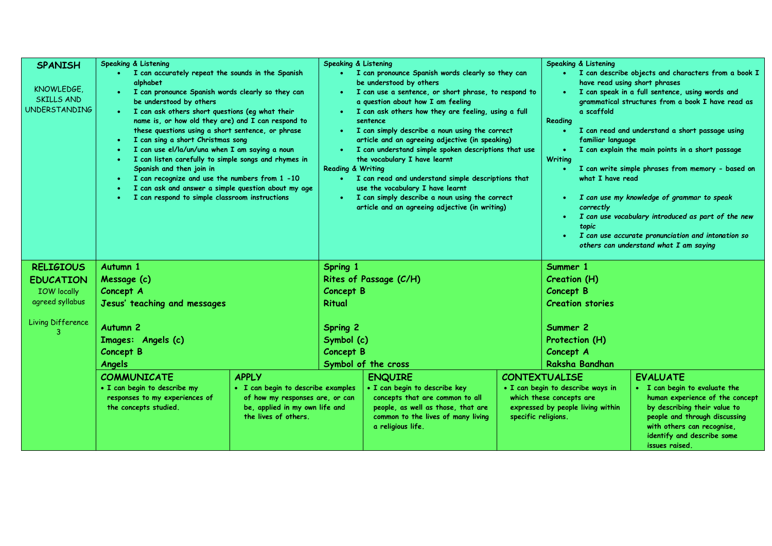| | | | |
|---|---|---|---|
| **SPANISH**<br><br>KNOWLEDGE, SKILLS AND UNDERSTANDING | **Speaking & Listening**<br>• I can accurately repeat the sounds in the Spanish alphabet<br>• I can pronounce Spanish words clearly so they can be understood by others<br>• I can ask others short questions (eg what their name is, or how old they are) and I can respond to these questions using a short sentence, or phrase<br>• I can sing a short Christmas song<br>• I can use el/la/un/una when I am saying a noun<br>• I can listen carefully to simple songs and rhymes in Spanish and then join in<br>• I can recognize and use the numbers from 1 -10<br>• I can ask and answer a simple question about my age<br>• I can respond to simple classroom instructions | **Speaking & Listening**<br>• I can pronounce Spanish words clearly so they can be understood by others<br>• I can use a sentence, or short phrase, to respond to a question about how I am feeling<br>• I can ask others how they are feeling, using a full sentence<br>• I can simply describe a noun using the correct article and an agreeing adjective (in speaking)<br>• I can understand simple spoken descriptions that use the vocabulary I have learnt<br>**Reading & Writing**<br>• I can read and understand simple descriptions that use the vocabulary I have learnt<br>• I can simply describe a noun using the correct article and an agreeing adjective (in writing) | **Speaking & Listening**<br>• I can describe objects and characters from a book I have read using short phrases<br>• I can speak in a full sentence, using words and grammatical structures from a book I have read as a scaffold<br>**Reading**<br>• I can read and understand a short passage using familiar language<br>• I can explain the main points in a short passage<br>**Writing**<br>• I can write simple phrases from memory - based on what I have read<br><br>• *I can use my knowledge of grammar to speak correctly*<br>• *I can use vocabulary introduced as part of the new topic*<br>• *I can use accurate pronunciation and intonation so others can understand what I am saying* |
| **RELIGIOUS EDUCATION**<br>IOW locally agreed syllabus<br><br>Living Difference 3 | **Autumn 1**<br>**Message (c)**<br>**Concept A**<br>**Jesus' teaching and messages**<br><br>**Autumn 2**<br>**Images: Angels (c)**<br>**Concept B**<br>**Angels** | **Spring 1**<br>**Rites of Passage (C/H)**<br>**Concept B**<br>**Ritual**<br><br>**Spring 2**<br>**Symbol (c)**<br>**Concept B**<br>**Symbol of the cross** | **Summer 1**<br>**Creation (H)**<br>**Concept B**<br>**Creation stories**<br><br>**Summer 2**<br>**Protection (H)**<br>**Concept A**<br>**Raksha Bandhan** |

| COMMUNICATE | APPLY | ENQUIRE | CONTEXTUALISE | EVALUATE |
|---|---|---|---|---|
| • I can begin to describe my responses to my experiences of the concepts studied. | • I can begin to describe examples of how my responses are, or can be, applied in my own life and the lives of others. | • I can begin to describe key concepts that are common to all people, as well as those, that are common to the lives of many living a religious life. | • I can begin to describe ways in which these concepts are expressed by people living within specific religions. | • I can begin to evaluate the human experience of the concept by describing their value to people and through discussing with others can recognise, identify and describe some issues raised. |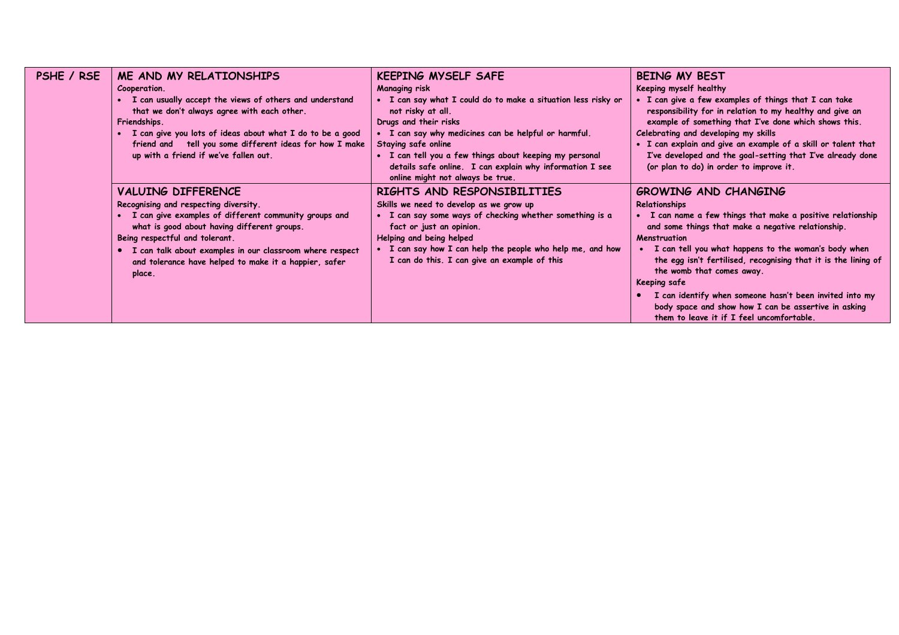| PSHE / RSE | ME AND MY RELATIONSHIPS | KEEPING MYSELF SAFE | BEING MY BEST |
|---|---|---|---|
| | **Cooperation.**<br>• I can usually accept the views of others and understand that we don't always agree with each other.<br>**Friendships.**<br>• I can give you lots of ideas about what I do to be a good friend and tell you some different ideas for how I make up with a friend if we've fallen out. | **Managing risk**<br>• I can say what I could do to make a situation less risky or not risky at all.<br>**Drugs and their risks**<br>• I can say why medicines can be helpful or harmful.<br>**Staying safe online**<br>• I can tell you a few things about keeping my personal details safe online. I can explain why information I see online might not always be true. | **Keeping myself healthy**<br>• I can give a few examples of things that I can take responsibility for in relation to my healthy and give an example of something that I've done which shows this.<br>**Celebrating and developing my skills**<br>• I can explain and give an example of a skill or talent that I've developed and the goal-setting that I've already done (or plan to do) in order to improve it. |
| | **VALUING DIFFERENCE**<br>**Recognising and respecting diversity.**<br>• I can give examples of different community groups and what is good about having different groups.<br>**Being respectful and tolerant.**<br>• I can talk about examples in our classroom where respect and tolerance have helped to make it a happier, safer place. | **RIGHTS AND RESPONSIBILITIES**<br>**Skills we need to develop as we grow up**<br>• I can say some ways of checking whether something is a fact or just an opinion.<br>**Helping and being helped**<br>• I can say how I can help the people who help me, and how I can do this. I can give an example of this | **GROWING AND CHANGING**<br>**Relationships**<br>• I can name a few things that make a positive relationship and some things that make a negative relationship.<br>**Menstruation**<br>• I can tell you what happens to the woman's body when the egg isn't fertilised, recognising that it is the lining of the womb that comes away.<br>**Keeping safe**<br>• I can identify when someone hasn't been invited into my body space and show how I can be assertive in asking them to leave it if I feel uncomfortable. |